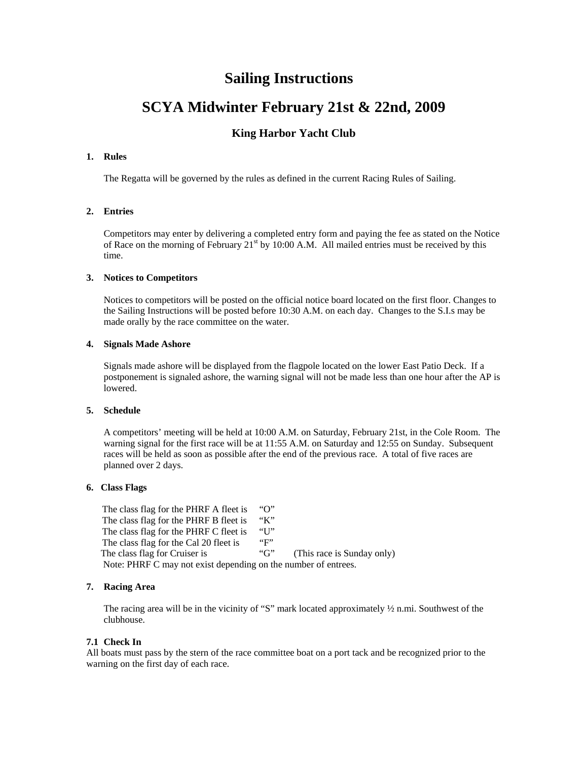# Sailing Instructions

# SCYA Midwinter February 21st & 22nd, 2009

### King Harbor Yacht Club

**1. Rules**

The Regatta will be governed by the rules as defined in the current Racing Rules of Sailing.

**2. Entries**

Competitors may enter by delivering a completed entry form and paying the fee as stated on the Notice of Race on the morning of February 21st by 10:00 A.M. All mailed entries must be received by this time.

**3. Notices to Competitors**

Notices to competitors will be posted on the official notice board located on the first floor. Changes to the Sailing Instructions will be posted before 10:30 A.M. on each day. Changes to the S.I.s may be made orally by the race committee on the water.

**4. Signals Made Ashore**

Signals made ashore will be displayed from the flagpole located on the lower East Patio Deck. If a postponement is signaled ashore, the warning signal will not be made less than one hour after the AP is lowered.

**5. Schedule**

A competitors' meeting will be held at 10:00 A.M. on Saturday, February 21st, in the Cole Room. The warning signal for the first race will be at 11:55 A.M. on Saturday and 12:55 on Sunday. Subsequent races will be held as soon as possible after the end of the previous race. A total of five races are planned over 2 days.

**6. Class Flags**

The class flag for the PHRF A fleet is "O"
The class flag for the PHRF B fleet is "K"
The class flag for the PHRF C fleet is "U"
The class flag for the Cal 20 fleet is "F"
The class flag for Cruiser is "G" (This race is Sunday only)
Note: PHRF C may not exist depending on the number of entrees.

**7. Racing Area**

The racing area will be in the vicinity of "S" mark located approximately ½ n.mi. Southwest of the clubhouse.

**7.1 Check In**

All boats must pass by the stern of the race committee boat on a port tack and be recognized prior to the warning on the first day of each race.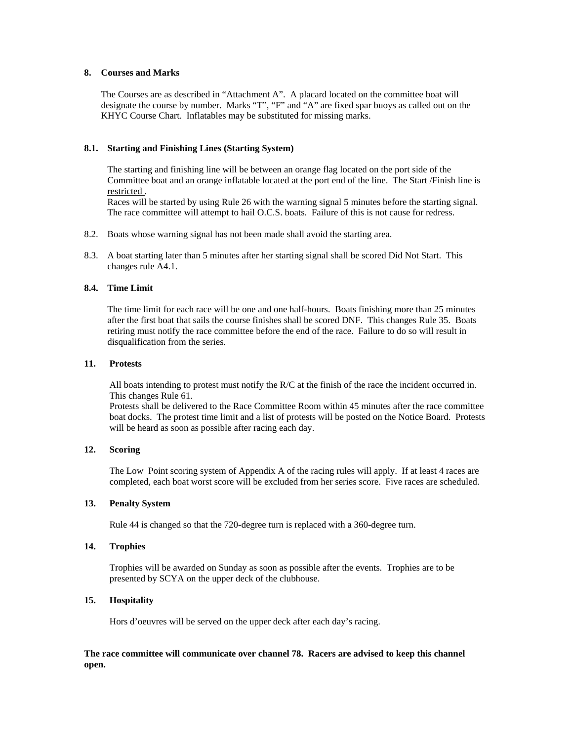**8. Courses and Marks**

The Courses are as described in "Attachment A". A placard located on the committee boat will designate the course by number. Marks "T", "F" and "A" are fixed spar buoys as called out on the KHYC Course Chart. Inflatables may be substituted for missing marks.

**8.1. Starting and Finishing Lines (Starting System)**

The starting and finishing line will be between an orange flag located on the port side of the Committee boat and an orange inflatable located at the port end of the line. <u>The Start /Finish line is restricted</u> .

Races will be started by using Rule 26 with the warning signal 5 minutes before the starting signal. The race committee will attempt to hail O.C.S. boats. Failure of this is not cause for redress.

8.2. Boats whose warning signal has not been made shall avoid the starting area.

8.3. A boat starting later than 5 minutes after her starting signal shall be scored Did Not Start. This changes rule A4.1.

**8.4. Time Limit**

The time limit for each race will be one and one half-hours. Boats finishing more than 25 minutes after the first boat that sails the course finishes shall be scored DNF. This changes Rule 35. Boats retiring must notify the race committee before the end of the race. Failure to do so will result in disqualification from the series.

**11. Protests**

All boats intending to protest must notify the R/C at the finish of the race the incident occurred in. This changes Rule 61.

Protests shall be delivered to the Race Committee Room within 45 minutes after the race committee boat docks. The protest time limit and a list of protests will be posted on the Notice Board. Protests will be heard as soon as possible after racing each day.

**12. Scoring**

The Low Point scoring system of Appendix A of the racing rules will apply. If at least 4 races are completed, each boat worst score will be excluded from her series score. Five races are scheduled.

**13. Penalty System**

Rule 44 is changed so that the 720-degree turn is replaced with a 360-degree turn.

**14. Trophies**

Trophies will be awarded on Sunday as soon as possible after the events. Trophies are to be presented by SCYA on the upper deck of the clubhouse.

**15. Hospitality**

Hors d'oeuvres will be served on the upper deck after each day's racing.

**The race committee will communicate over channel 78. Racers are advised to keep this channel open.**